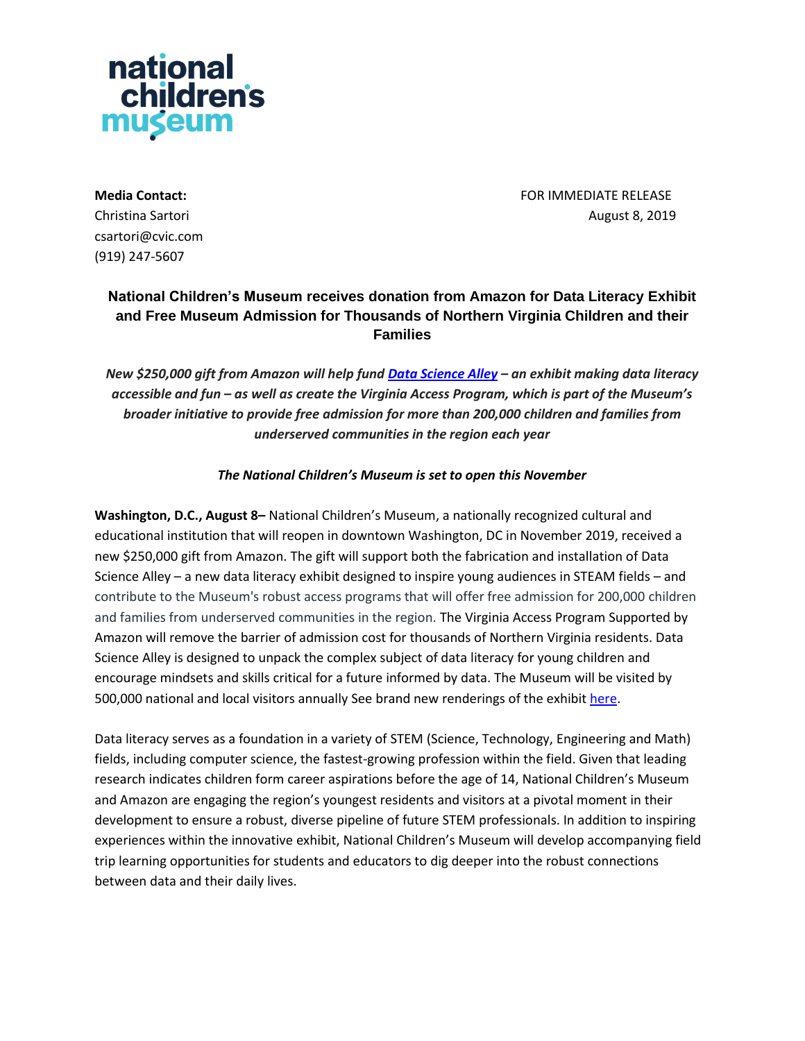national children's museum

**Media Contact:**
Christina Sartori
csartori@cvic.com
(919) 247-5607

FOR IMMEDIATE RELEASE
August 8, 2019

## National Children's Museum receives donation from Amazon for Data Literacy Exhibit and Free Museum Admission for Thousands of Northern Virginia Children and their Families

***New $250,000 gift from Amazon will help fund [Data Science Alley] – an exhibit making data literacy accessible and fun – as well as create the Virginia Access Program, which is part of the Museum's broader initiative to provide free admission for more than 200,000 children and families from underserved communities in the region each year***

***The National Children's Museum is set to open this November***

**Washington, D.C., August 8–** National Children's Museum, a nationally recognized cultural and educational institution that will reopen in downtown Washington, DC in November 2019, received a new $250,000 gift from Amazon. The gift will support both the fabrication and installation of Data Science Alley – a new data literacy exhibit designed to inspire young audiences in STEAM fields – and contribute to the Museum's robust access programs that will offer free admission for 200,000 children and families from underserved communities in the region. The Virginia Access Program Supported by Amazon will remove the barrier of admission cost for thousands of Northern Virginia residents. Data Science Alley is designed to unpack the complex subject of data literacy for young children and encourage mindsets and skills critical for a future informed by data. The Museum will be visited by 500,000 national and local visitors annually See brand new renderings of the exhibit [here].

Data literacy serves as a foundation in a variety of STEM (Science, Technology, Engineering and Math) fields, including computer science, the fastest-growing profession within the field. Given that leading research indicates children form career aspirations before the age of 14, National Children's Museum and Amazon are engaging the region's youngest residents and visitors at a pivotal moment in their development to ensure a robust, diverse pipeline of future STEM professionals. In addition to inspiring experiences within the innovative exhibit, National Children's Museum will develop accompanying field trip learning opportunities for students and educators to dig deeper into the robust connections between data and their daily lives.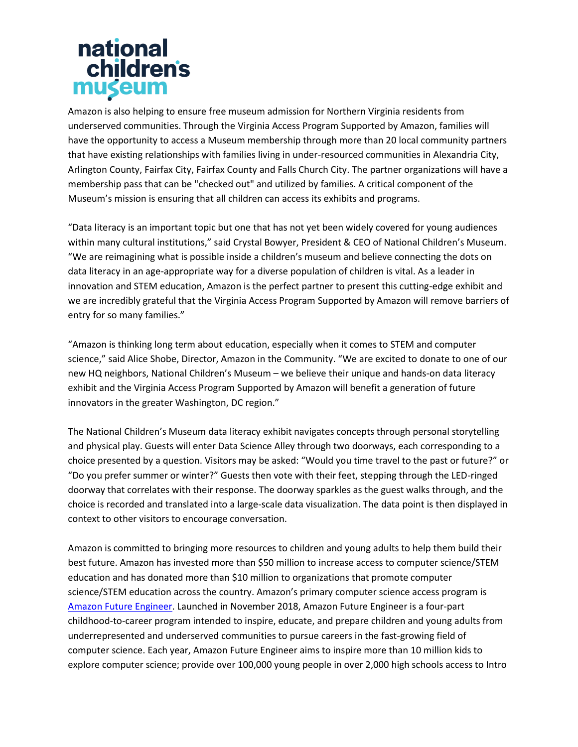Amazon is also helping to ensure free museum admission for Northern Virginia residents from underserved communities. Through the Virginia Access Program Supported by Amazon, families will have the opportunity to access a Museum membership through more than 20 local community partners that have existing relationships with families living in under-resourced communities in Alexandria City, Arlington County, Fairfax City, Fairfax County and Falls Church City. The partner organizations will have a membership pass that can be "checked out" and utilized by families. A critical component of the Museum's mission is ensuring that all children can access its exhibits and programs.

"Data literacy is an important topic but one that has not yet been widely covered for young audiences within many cultural institutions," said Crystal Bowyer, President & CEO of National Children's Museum. "We are reimagining what is possible inside a children's museum and believe connecting the dots on data literacy in an age-appropriate way for a diverse population of children is vital. As a leader in innovation and STEM education, Amazon is the perfect partner to present this cutting-edge exhibit and we are incredibly grateful that the Virginia Access Program Supported by Amazon will remove barriers of entry for so many families."

"Amazon is thinking long term about education, especially when it comes to STEM and computer science," said Alice Shobe, Director, Amazon in the Community. "We are excited to donate to one of our new HQ neighbors, National Children's Museum – we believe their unique and hands-on data literacy exhibit and the Virginia Access Program Supported by Amazon will benefit a generation of future innovators in the greater Washington, DC region."

The National Children's Museum data literacy exhibit navigates concepts through personal storytelling and physical play. Guests will enter Data Science Alley through two doorways, each corresponding to a choice presented by a question. Visitors may be asked: "Would you time travel to the past or future?" or "Do you prefer summer or winter?" Guests then vote with their feet, stepping through the LED-ringed doorway that correlates with their response. The doorway sparkles as the guest walks through, and the choice is recorded and translated into a large-scale data visualization. The data point is then displayed in context to other visitors to encourage conversation.

Amazon is committed to bringing more resources to children and young adults to help them build their best future. Amazon has invested more than $50 million to increase access to computer science/STEM education and has donated more than $10 million to organizations that promote computer science/STEM education across the country. Amazon's primary computer science access program is Amazon Future Engineer. Launched in November 2018, Amazon Future Engineer is a four-part childhood-to-career program intended to inspire, educate, and prepare children and young adults from underrepresented and underserved communities to pursue careers in the fast-growing field of computer science. Each year, Amazon Future Engineer aims to inspire more than 10 million kids to explore computer science; provide over 100,000 young people in over 2,000 high schools access to Intro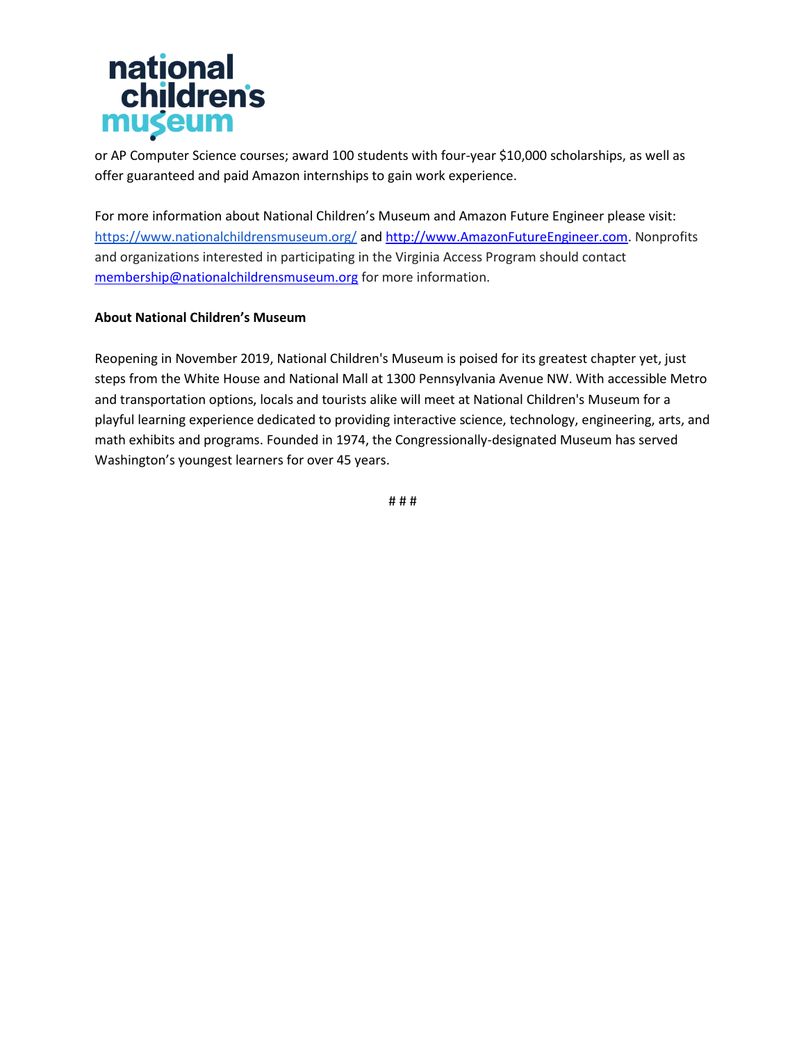or AP Computer Science courses; award 100 students with four-year $10,000 scholarships, as well as offer guaranteed and paid Amazon internships to gain work experience.

For more information about National Children's Museum and Amazon Future Engineer please visit: https://www.nationalchildrensmuseum.org/ and http://www.AmazonFutureEngineer.com. Nonprofits and organizations interested in participating in the Virginia Access Program should contact membership@nationalchildrensmuseum.org for more information.

**About National Children's Museum**

Reopening in November 2019, National Children's Museum is poised for its greatest chapter yet, just steps from the White House and National Mall at 1300 Pennsylvania Avenue NW. With accessible Metro and transportation options, locals and tourists alike will meet at National Children's Museum for a playful learning experience dedicated to providing interactive science, technology, engineering, arts, and math exhibits and programs. Founded in 1974, the Congressionally-designated Museum has served Washington's youngest learners for over 45 years.

# # #